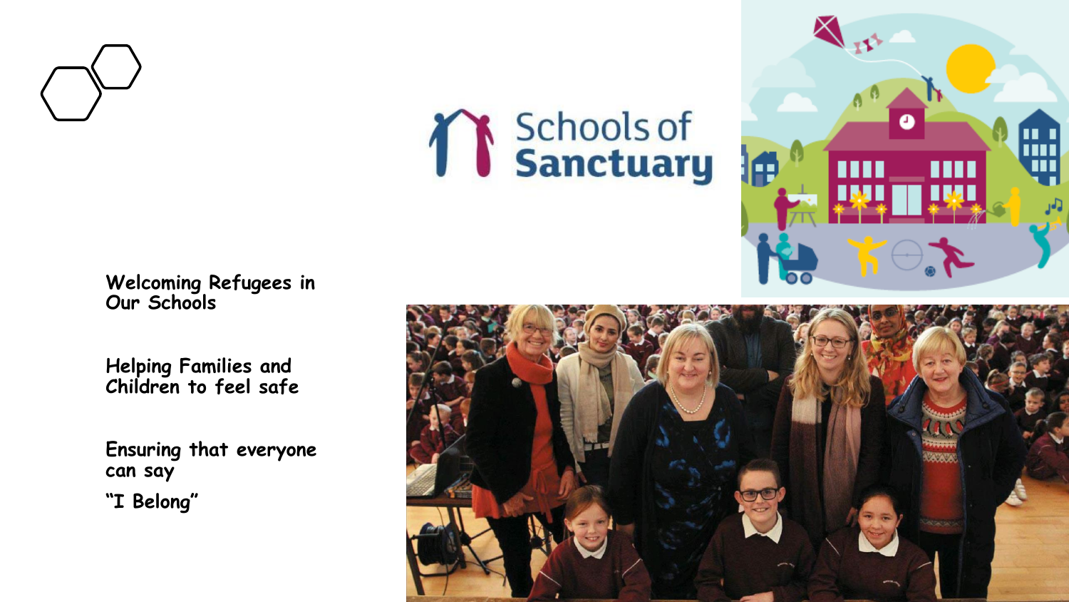Schools of Sanctuary

Welcoming Refugees in Our Schools

Helping Families and Children to feel safe

Ensuring that everyone can say

"I Belong"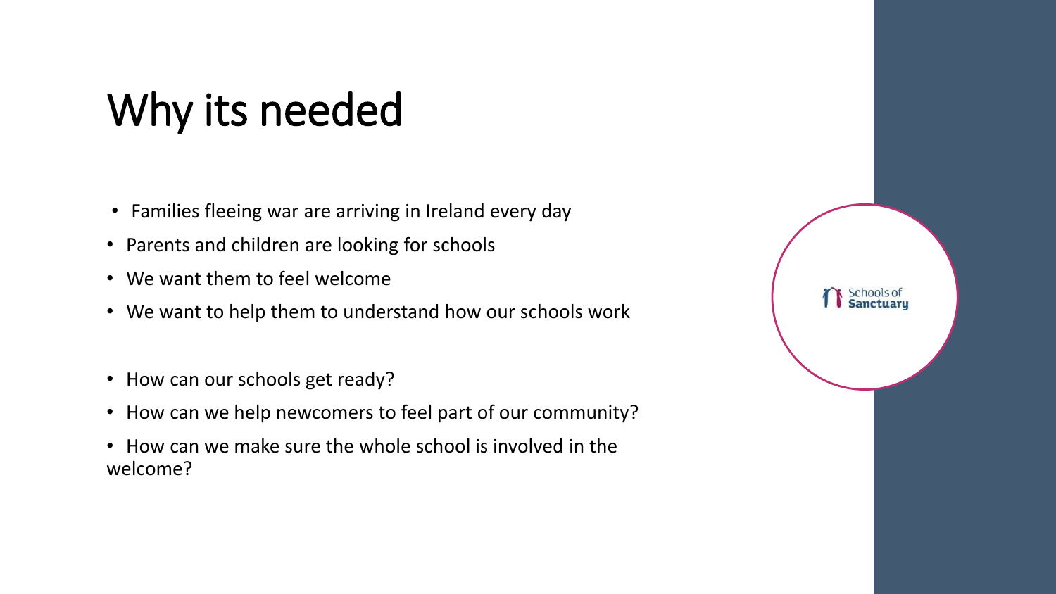# Why its needed

- Families fleeing war are arriving in Ireland every day
- Parents and children are looking for schools
- We want them to feel welcome
- We want to help them to understand how our schools work

- How can our schools get ready?
- How can we help newcomers to feel part of our community?
- How can we make sure the whole school is involved in the welcome?

Schools of Sanctuary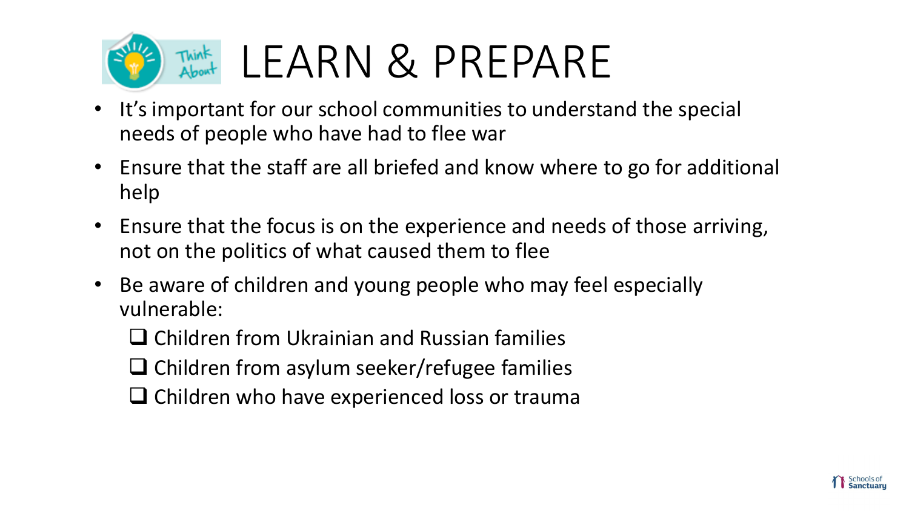# LEARN & PREPARE

- It's important for our school communities to understand the special needs of people who have had to flee war
- Ensure that the staff are all briefed and know where to go for additional help
- Ensure that the focus is on the experience and needs of those arriving, not on the politics of what caused them to flee
- Be aware of children and young people who may feel especially vulnerable:
  - Children from Ukrainian and Russian families
  - Children from asylum seeker/refugee families
  - Children who have experienced loss or trauma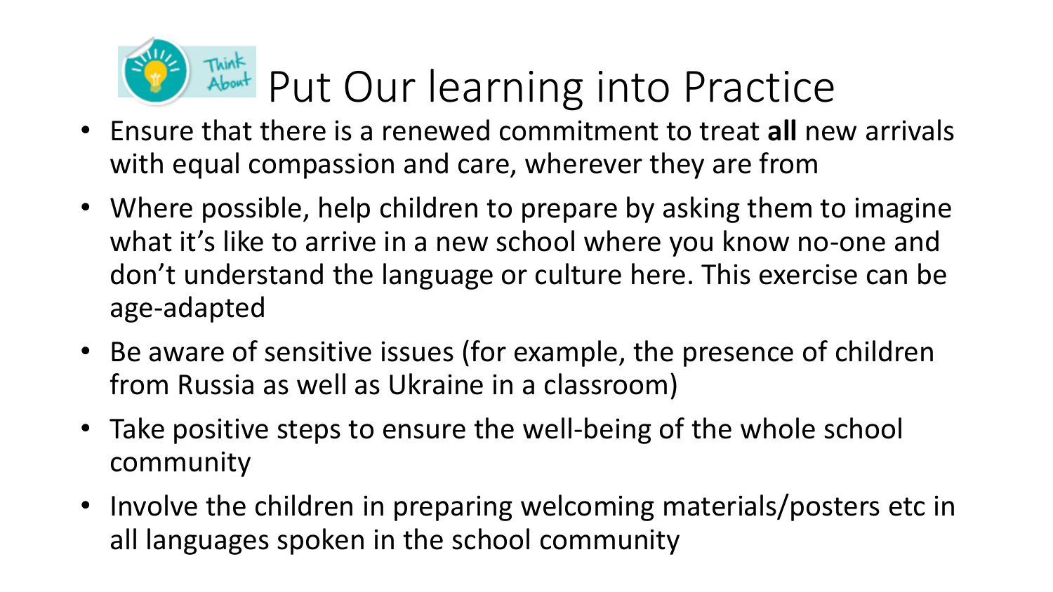# Put Our learning into Practice

- Ensure that there is a renewed commitment to treat **all** new arrivals with equal compassion and care, wherever they are from
- Where possible, help children to prepare by asking them to imagine what it's like to arrive in a new school where you know no-one and don't understand the language or culture here. This exercise can be age-adapted
- Be aware of sensitive issues (for example, the presence of children from Russia as well as Ukraine in a classroom)
- Take positive steps to ensure the well-being of the whole school community
- Involve the children in preparing welcoming materials/posters etc in all languages spoken in the school community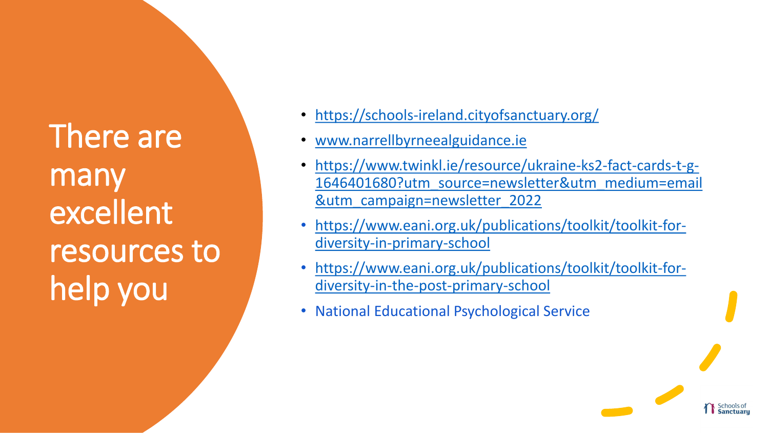# There are many excellent resources to help you

- https://schools-ireland.cityofsanctuary.org/
- www.narrellbyrneealguidance.ie
- https://www.twinkl.ie/resource/ukraine-ks2-fact-cards-t-g-1646401680?utm_source=newsletter&utm_medium=email&utm_campaign=newsletter_2022
- https://www.eani.org.uk/publications/toolkit/toolkit-for-diversity-in-primary-school
- https://www.eani.org.uk/publications/toolkit/toolkit-for-diversity-in-the-post-primary-school
- National Educational Psychological Service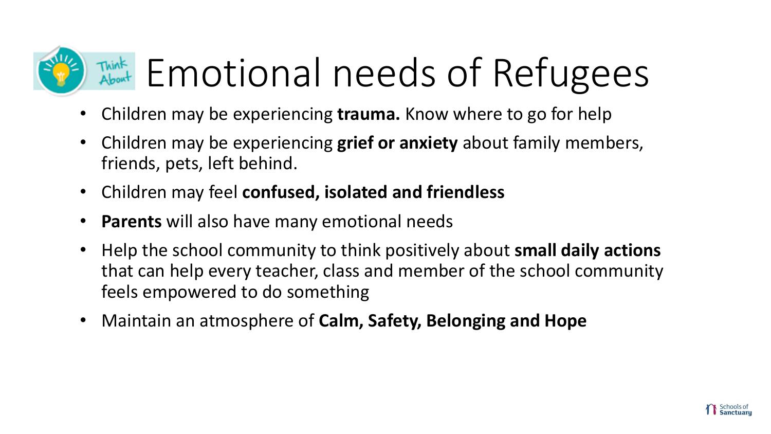# Think About Emotional needs of Refugees

- Children may be experiencing **trauma.** Know where to go for help
- Children may be experiencing **grief or anxiety** about family members, friends, pets, left behind.
- Children may feel **confused, isolated and friendless**
- **Parents** will also have many emotional needs
- Help the school community to think positively about **small daily actions** that can help every teacher, class and member of the school community feels empowered to do something
- Maintain an atmosphere of **Calm, Safety, Belonging and Hope**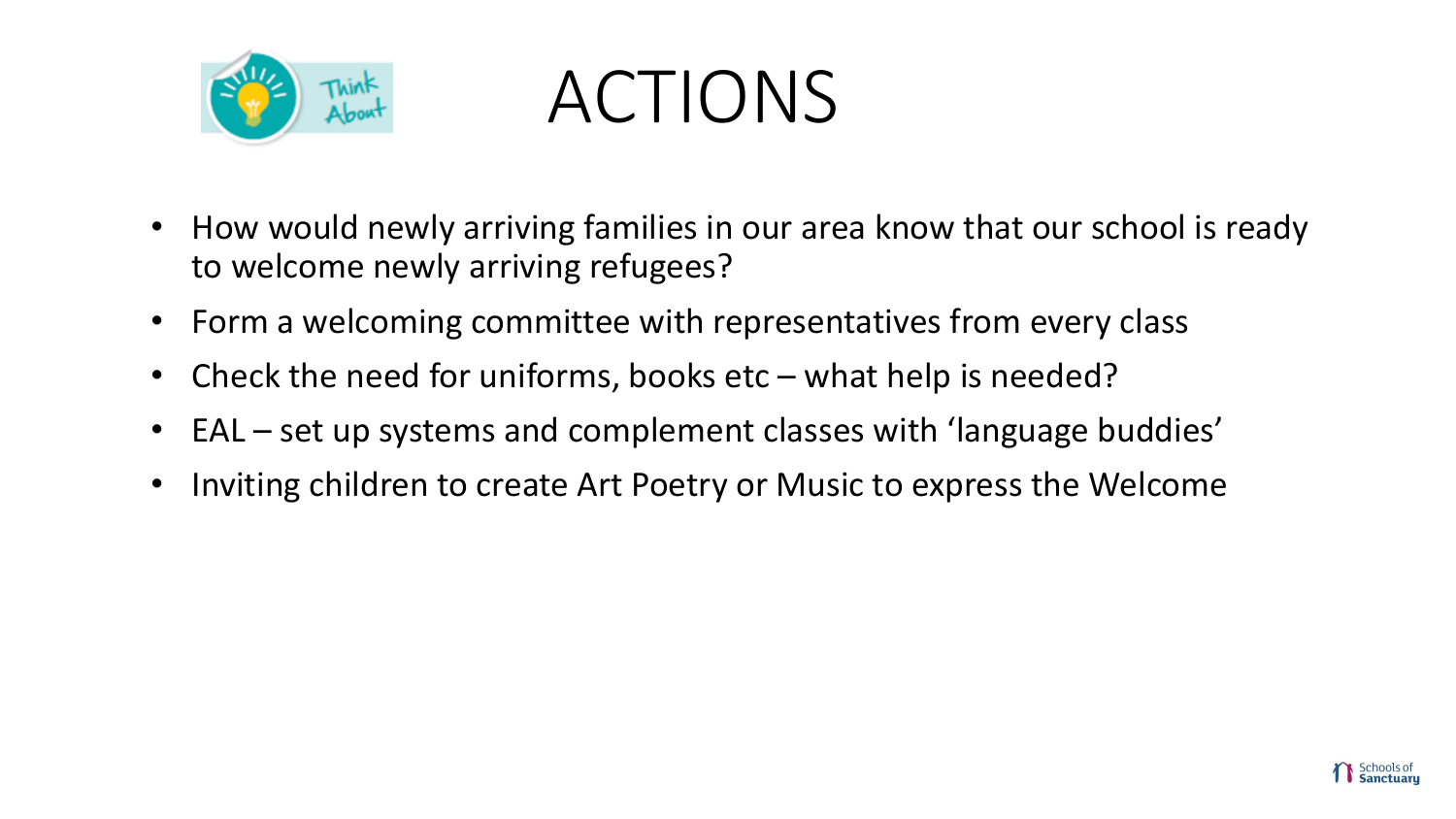# ACTIONS

- How would newly arriving families in our area know that our school is ready to welcome newly arriving refugees?
- Form a welcoming committee with representatives from every class
- Check the need for uniforms, books etc – what help is needed?
- EAL – set up systems and complement classes with 'language buddies'
- Inviting children to create Art Poetry or Music to express the Welcome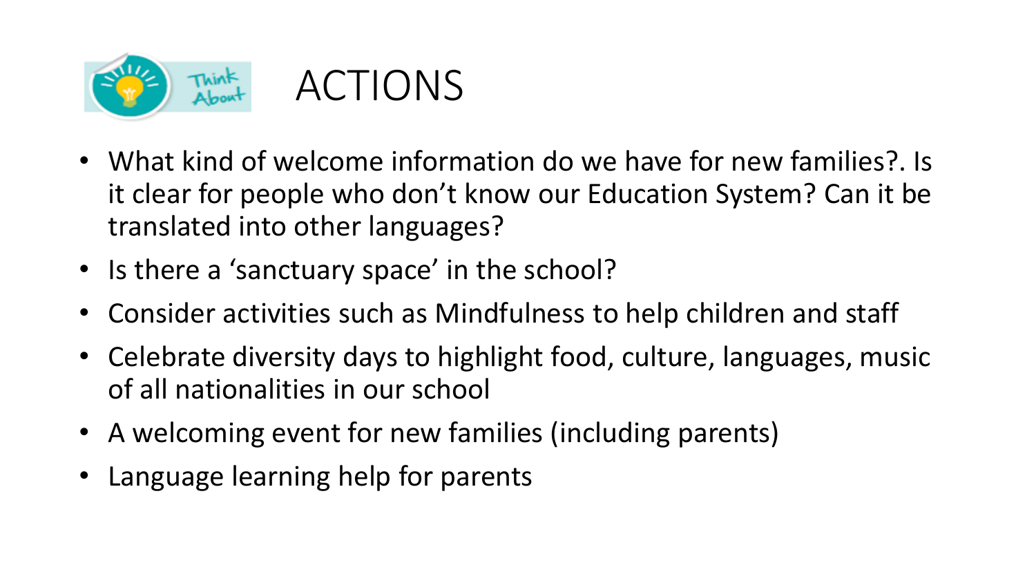# ACTIONS

- What kind of welcome information do we have for new families?. Is it clear for people who don’t know our Education System? Can it be translated into other languages?
- Is there a ‘sanctuary space’ in the school?
- Consider activities such as Mindfulness to help children and staff
- Celebrate diversity days to highlight food, culture, languages, music of all nationalities in our school
- A welcoming event for new families (including parents)
- Language learning help for parents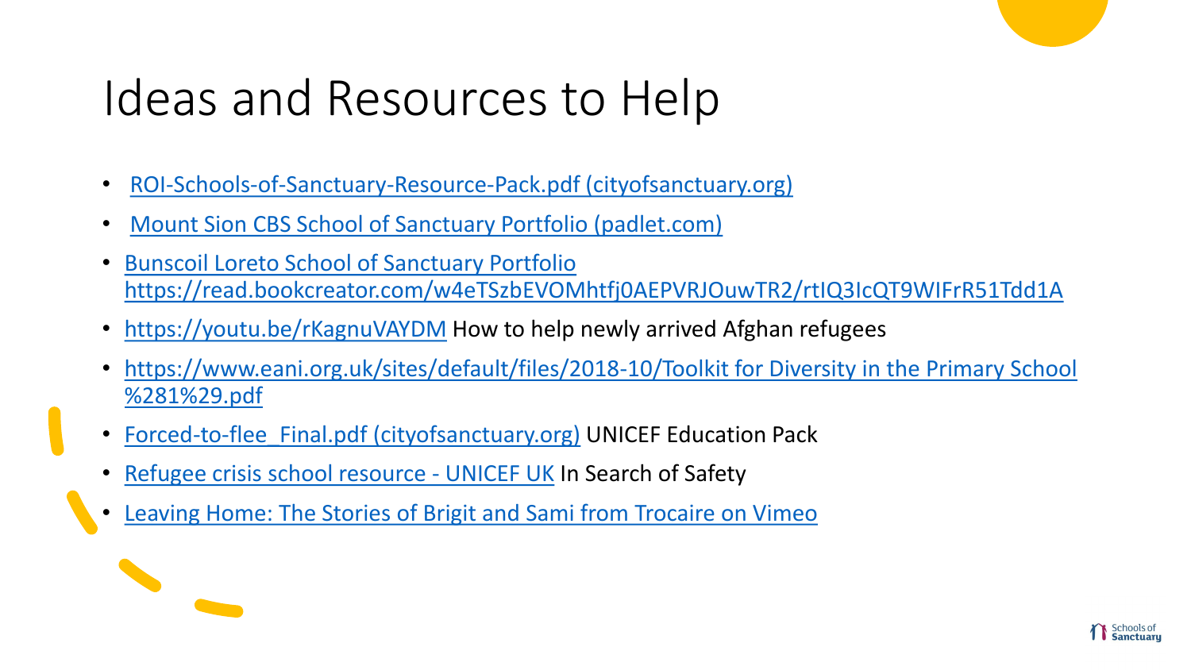# Ideas and Resources to Help

- ROI-Schools-of-Sanctuary-Resource-Pack.pdf (cityofsanctuary.org)
- Mount Sion CBS School of Sanctuary Portfolio (padlet.com)
- Bunscoil Loreto School of Sanctuary Portfolio https://read.bookcreator.com/w4eTSzbEVOMhtfj0AEPVRJOuwTR2/rtIQ3IcQT9WIFrR51Tdd1A
- https://youtu.be/rKagnuVAYDM How to help newly arrived Afghan refugees
- https://www.eani.org.uk/sites/default/files/2018-10/Toolkit for Diversity in the Primary School %281%29.pdf
- Forced-to-flee_Final.pdf (cityofsanctuary.org) UNICEF Education Pack
- Refugee crisis school resource - UNICEF UK In Search of Safety
- Leaving Home: The Stories of Brigit and Sami from Trocaire on Vimeo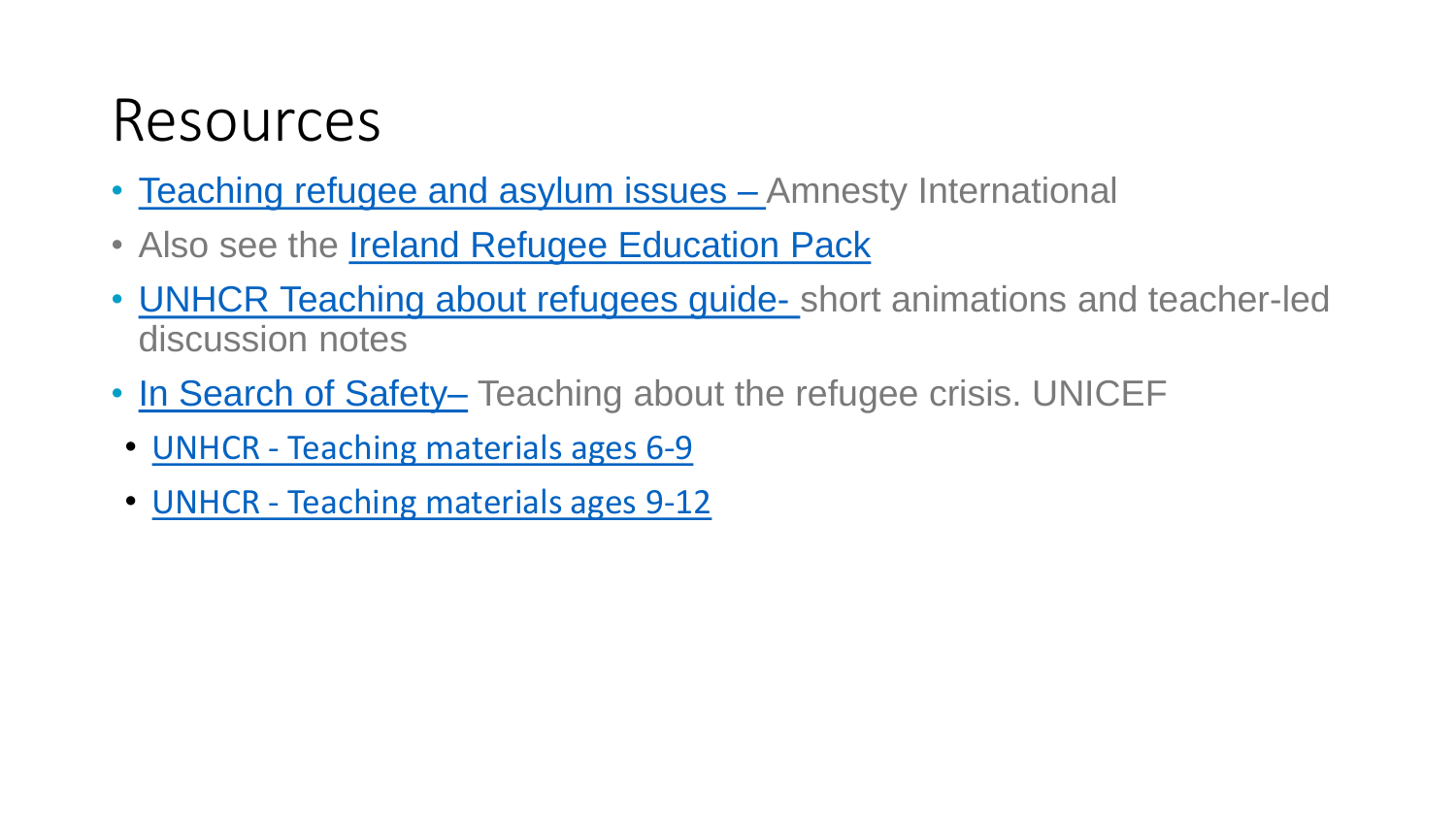# Resources

- Teaching refugee and asylum issues – Amnesty International
- Also see the Ireland Refugee Education Pack
- UNHCR Teaching about refugees guide- short animations and teacher-led discussion notes
- In Search of Safety– Teaching about the refugee crisis. UNICEF
  - UNHCR - Teaching materials ages 6-9
  - UNHCR - Teaching materials ages 9-12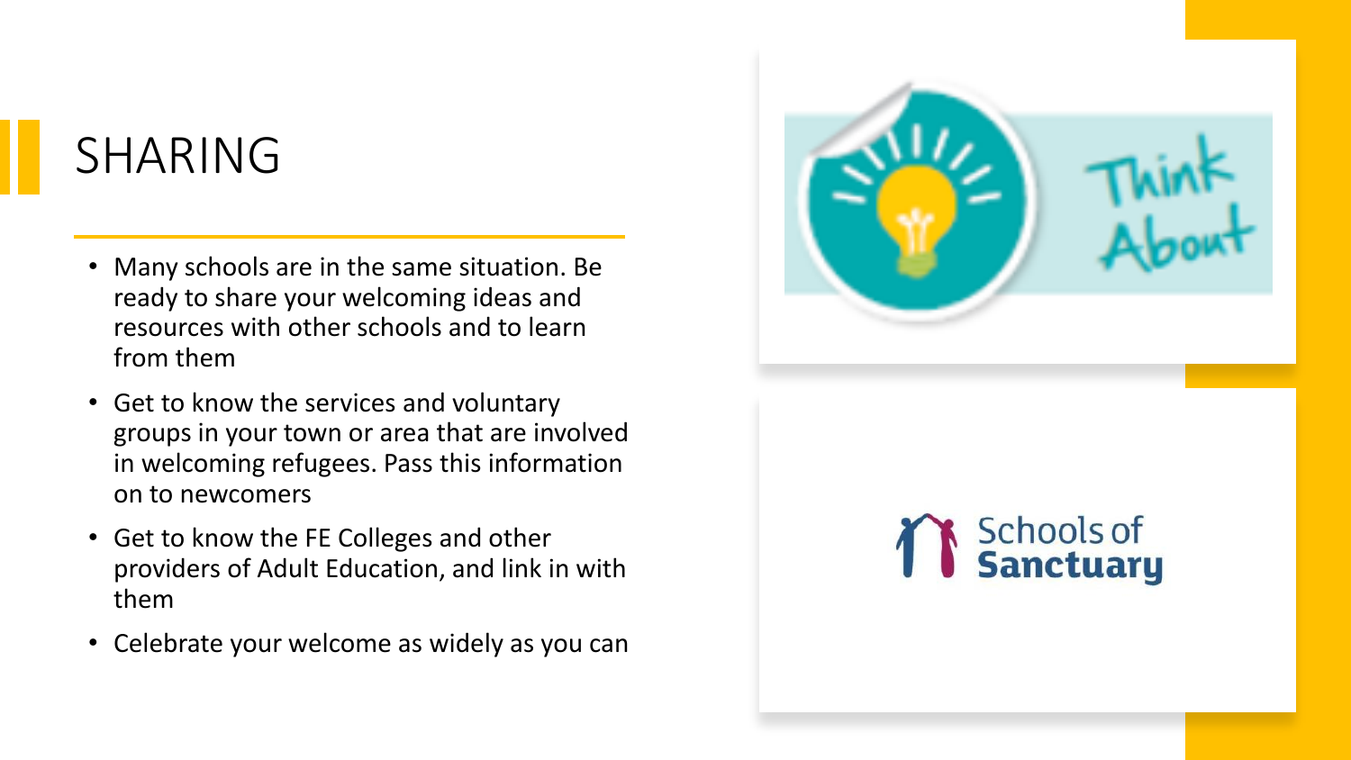# SHARING

- Many schools are in the same situation. Be ready to share your welcoming ideas and resources with other schools and to learn from them
- Get to know the services and voluntary groups in your town or area that are involved in welcoming refugees. Pass this information on to newcomers
- Get to know the FE Colleges and other providers of Adult Education, and link in with them
- Celebrate your welcome as widely as you can

Think About

Schools of Sanctuary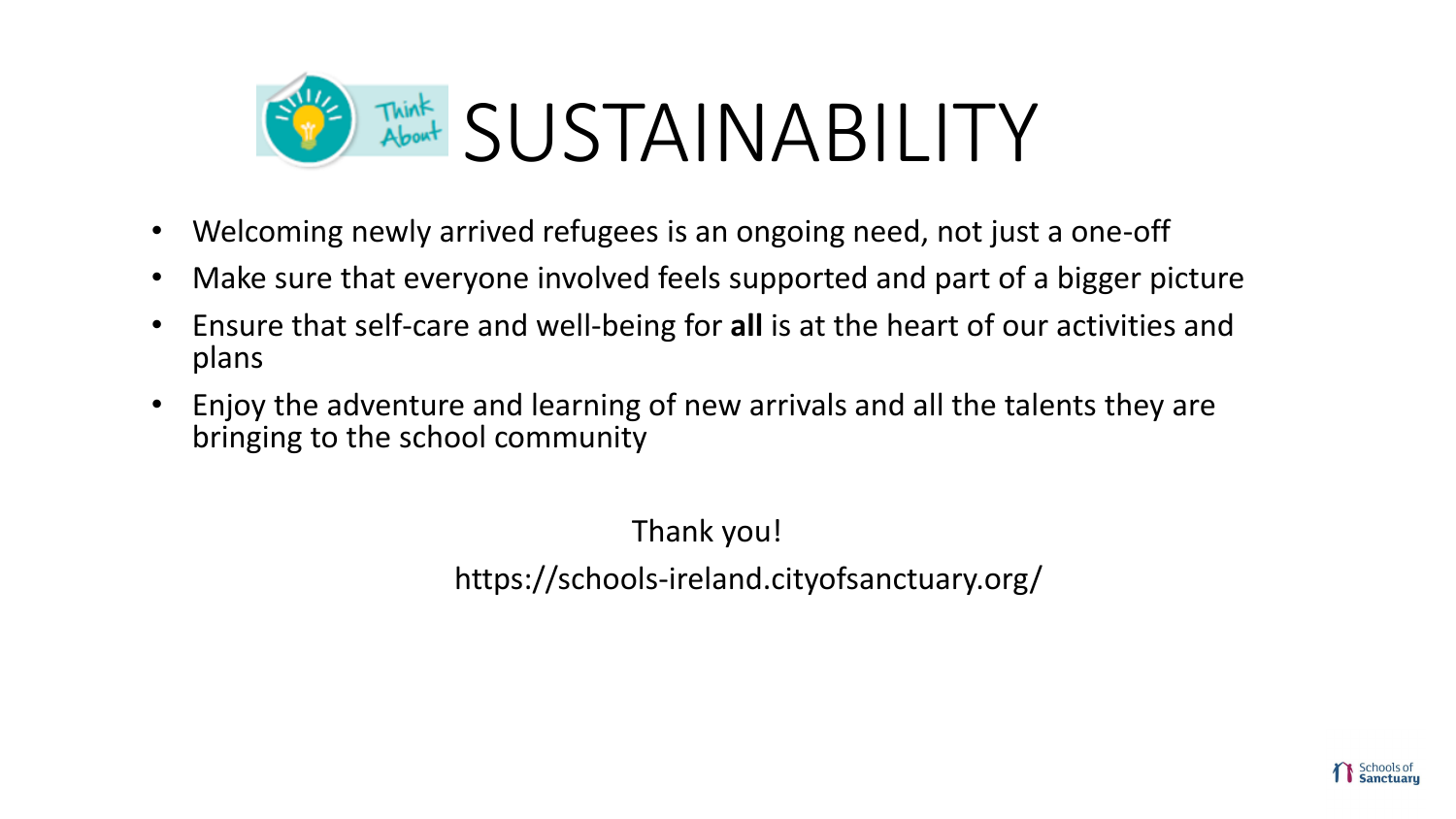# SUSTAINABILITY

- Welcoming newly arrived refugees is an ongoing need, not just a one-off
- Make sure that everyone involved feels supported and part of a bigger picture
- Ensure that self-care and well-being for **all** is at the heart of our activities and plans
- Enjoy the adventure and learning of new arrivals and all the talents they are bringing to the school community

Thank you!

https://schools-ireland.cityofsanctuary.org/